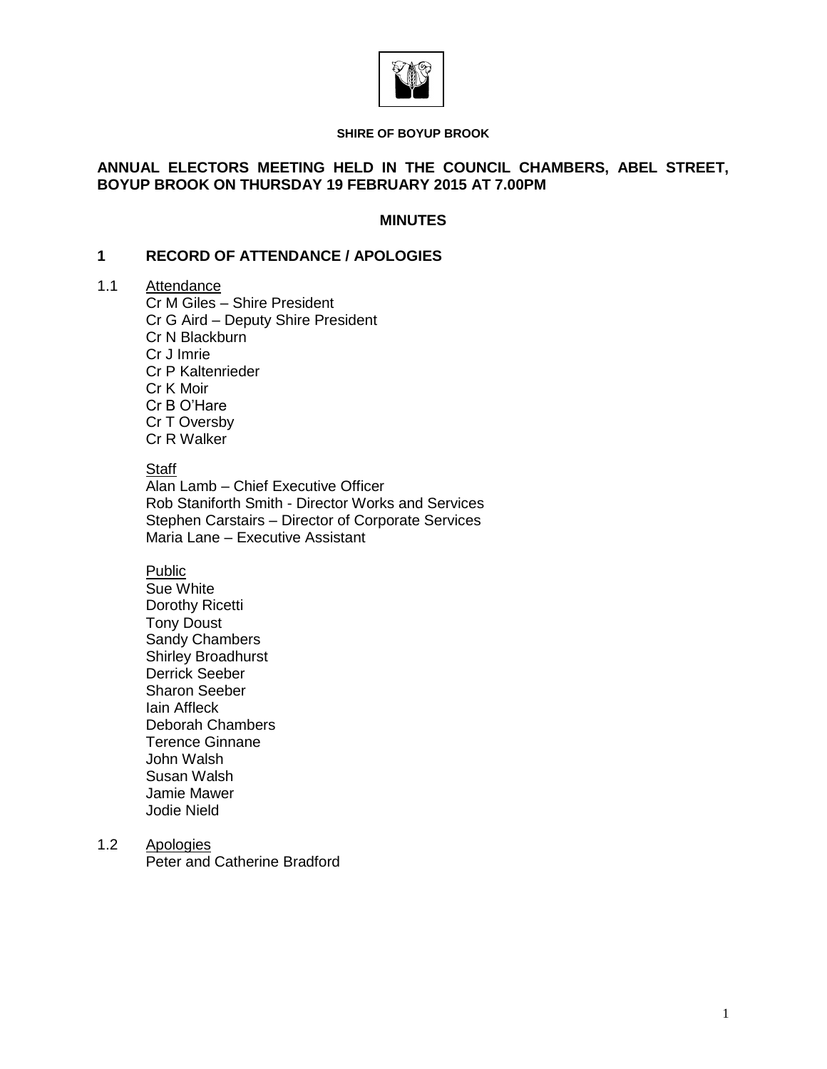**SHIRE OF BOYUP BROOK**

# ANNUAL ELECTORS MEETING HELD IN THE COUNCIL CHAMBERS, ABEL STREET, BOYUP BROOK ON THURSDAY 19 FEBRUARY 2015 AT 7.00PM

## MINUTES

## 1 RECORD OF ATTENDANCE / APOLOGIES

1.1 Attendance

Cr M Giles – Shire President
Cr G Aird – Deputy Shire President
Cr N Blackburn
Cr J Imrie
Cr P Kaltenrieder
Cr K Moir
Cr B O'Hare
Cr T Oversby
Cr R Walker

Staff

Alan Lamb – Chief Executive Officer
Rob Staniforth Smith - Director Works and Services
Stephen Carstairs – Director of Corporate Services
Maria Lane – Executive Assistant

Public

Sue White
Dorothy Ricetti
Tony Doust
Sandy Chambers
Shirley Broadhurst
Derrick Seeber
Sharon Seeber
Iain Affleck
Deborah Chambers
Terence Ginnane
John Walsh
Susan Walsh
Jamie Mawer
Jodie Nield

1.2 Apologies

Peter and Catherine Bradford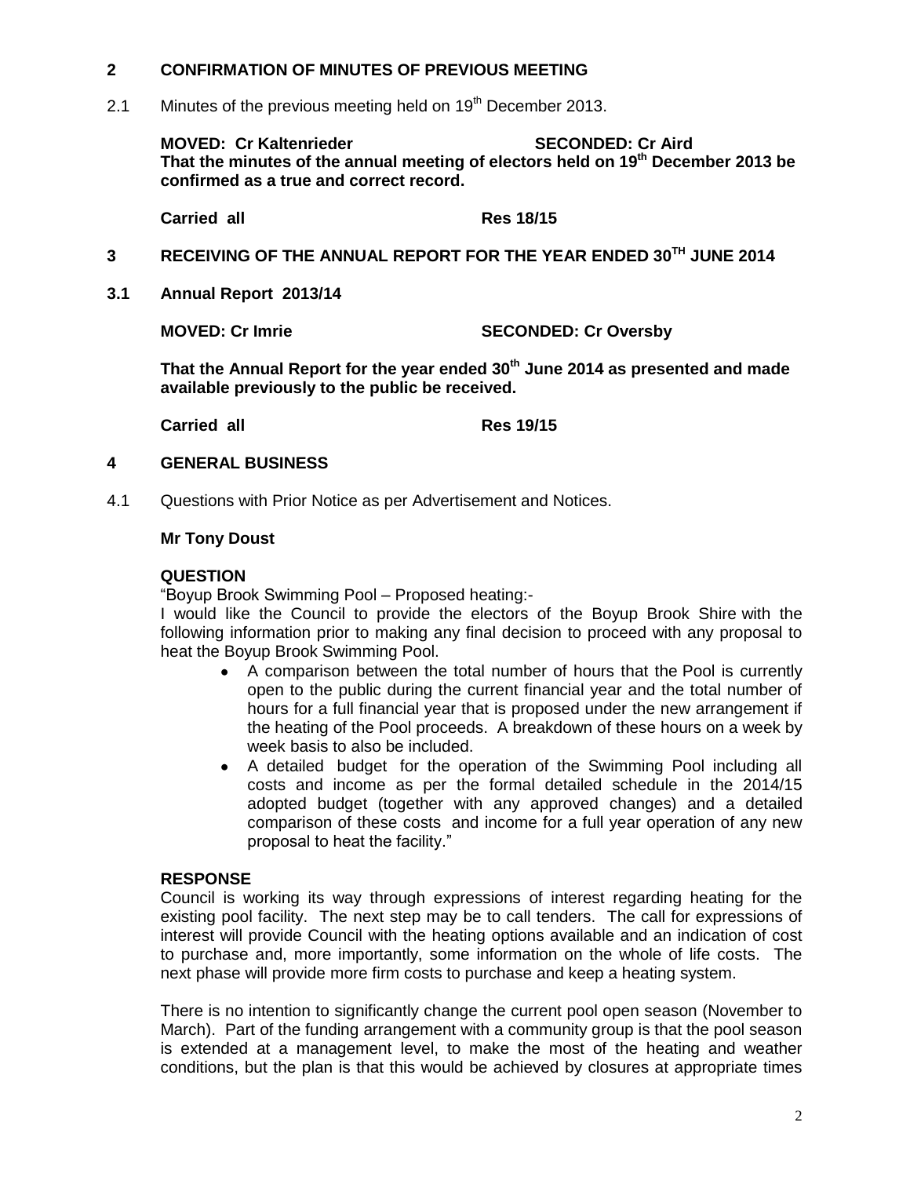## 2 CONFIRMATION OF MINUTES OF PREVIOUS MEETING

2.1 Minutes of the previous meeting held on 19th December 2013.

**MOVED: Cr Kaltenrieder SECONDED: Cr Aird**
**That the minutes of the annual meeting of electors held on 19th December 2013 be confirmed as a true and correct record.**

**Carried all Res 18/15**

## 3 RECEIVING OF THE ANNUAL REPORT FOR THE YEAR ENDED 30TH JUNE 2014

### 3.1 Annual Report 2013/14

**MOVED: Cr Imrie SECONDED: Cr Oversby**

**That the Annual Report for the year ended 30th June 2014 as presented and made available previously to the public be received.**

**Carried all Res 19/15**

## 4 GENERAL BUSINESS

4.1 Questions with Prior Notice as per Advertisement and Notices.

**Mr Tony Doust**

**QUESTION**

"Boyup Brook Swimming Pool – Proposed heating:-

I would like the Council to provide the electors of the Boyup Brook Shire with the following information prior to making any final decision to proceed with any proposal to heat the Boyup Brook Swimming Pool.

- A comparison between the total number of hours that the Pool is currently open to the public during the current financial year and the total number of hours for a full financial year that is proposed under the new arrangement if the heating of the Pool proceeds. A breakdown of these hours on a week by week basis to also be included.
- A detailed budget for the operation of the Swimming Pool including all costs and income as per the formal detailed schedule in the 2014/15 adopted budget (together with any approved changes) and a detailed comparison of these costs and income for a full year operation of any new proposal to heat the facility."

**RESPONSE**

Council is working its way through expressions of interest regarding heating for the existing pool facility. The next step may be to call tenders. The call for expressions of interest will provide Council with the heating options available and an indication of cost to purchase and, more importantly, some information on the whole of life costs. The next phase will provide more firm costs to purchase and keep a heating system.

There is no intention to significantly change the current pool open season (November to March). Part of the funding arrangement with a community group is that the pool season is extended at a management level, to make the most of the heating and weather conditions, but the plan is that this would be achieved by closures at appropriate times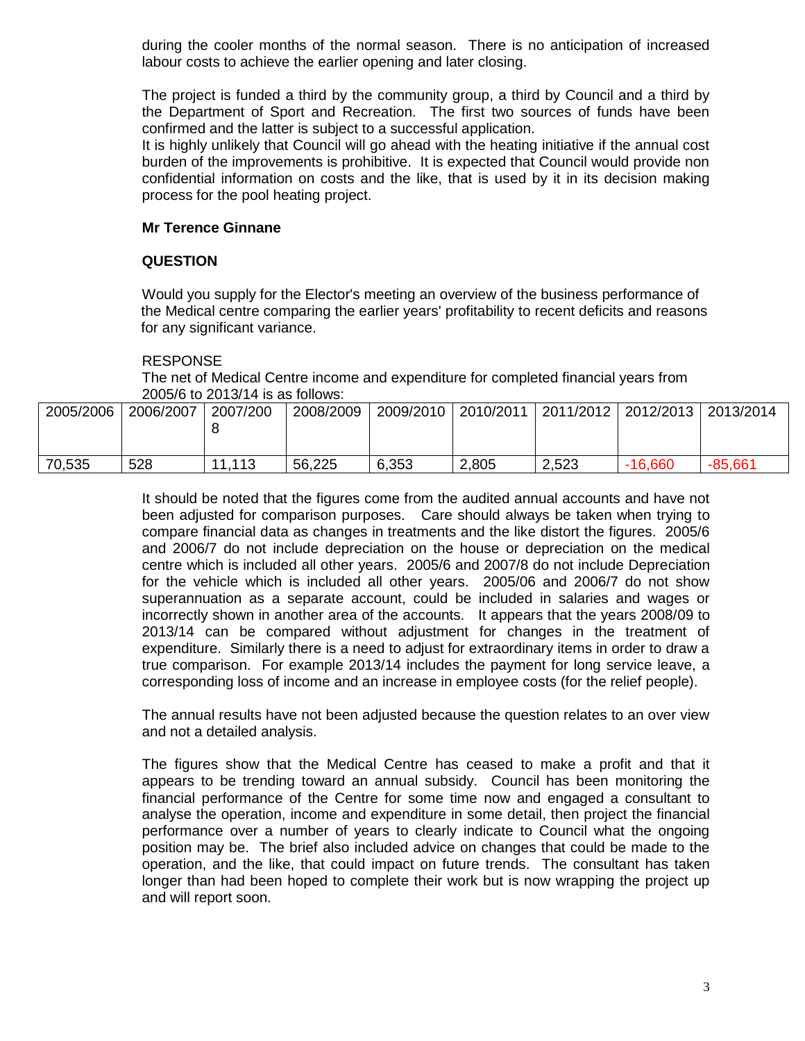during the cooler months of the normal season. There is no anticipation of increased labour costs to achieve the earlier opening and later closing.

The project is funded a third by the community group, a third by Council and a third by the Department of Sport and Recreation. The first two sources of funds have been confirmed and the latter is subject to a successful application.
It is highly unlikely that Council will go ahead with the heating initiative if the annual cost burden of the improvements is prohibitive. It is expected that Council would provide non confidential information on costs and the like, that is used by it in its decision making process for the pool heating project.

**Mr Terence Ginnane**

**QUESTION**

Would you supply for the Elector's meeting an overview of the business performance of the Medical centre comparing the earlier years' profitability to recent deficits and reasons for any significant variance.

RESPONSE
The net of Medical Centre income and expenditure for completed financial years from 2005/6 to 2013/14 is as follows:

| 2005/2006 | 2006/2007 | 2007/2008 | 2008/2009 | 2009/2010 | 2010/2011 | 2011/2012 | 2012/2013 | 2013/2014 |
|---|---|---|---|---|---|---|---|---|
| 70,535 | 528 | 11,113 | 56,225 | 6,353 | 2,805 | 2,523 | -16,660 | -85,661 |

It should be noted that the figures come from the audited annual accounts and have not been adjusted for comparison purposes. Care should always be taken when trying to compare financial data as changes in treatments and the like distort the figures. 2005/6 and 2006/7 do not include depreciation on the house or depreciation on the medical centre which is included all other years. 2005/6 and 2007/8 do not include Depreciation for the vehicle which is included all other years. 2005/06 and 2006/7 do not show superannuation as a separate account, could be included in salaries and wages or incorrectly shown in another area of the accounts. It appears that the years 2008/09 to 2013/14 can be compared without adjustment for changes in the treatment of expenditure. Similarly there is a need to adjust for extraordinary items in order to draw a true comparison. For example 2013/14 includes the payment for long service leave, a corresponding loss of income and an increase in employee costs (for the relief people).

The annual results have not been adjusted because the question relates to an over view and not a detailed analysis.

The figures show that the Medical Centre has ceased to make a profit and that it appears to be trending toward an annual subsidy. Council has been monitoring the financial performance of the Centre for some time now and engaged a consultant to analyse the operation, income and expenditure in some detail, then project the financial performance over a number of years to clearly indicate to Council what the ongoing position may be. The brief also included advice on changes that could be made to the operation, and the like, that could impact on future trends. The consultant has taken longer than had been hoped to complete their work but is now wrapping the project up and will report soon.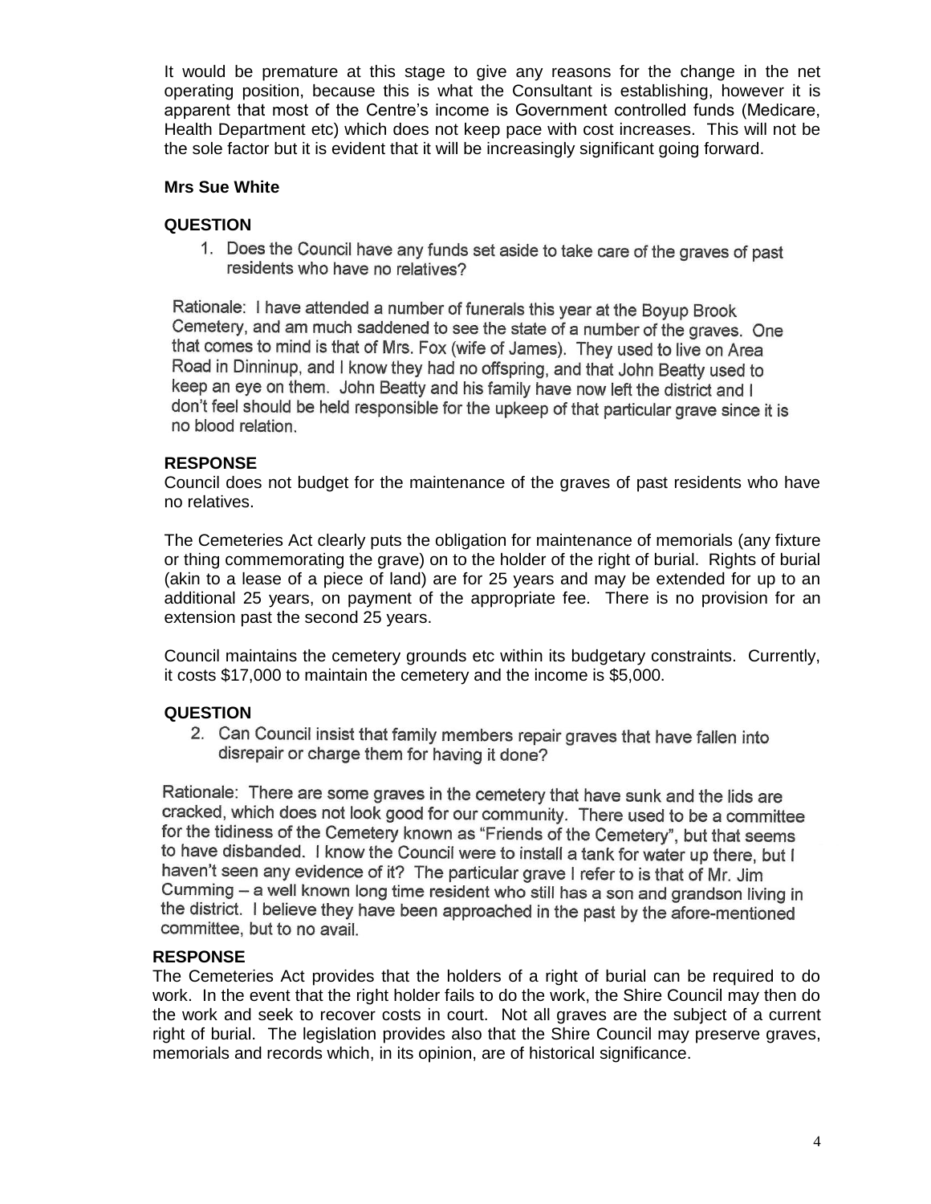It would be premature at this stage to give any reasons for the change in the net operating position, because this is what the Consultant is establishing, however it is apparent that most of the Centre's income is Government controlled funds (Medicare, Health Department etc) which does not keep pace with cost increases. This will not be the sole factor but it is evident that it will be increasingly significant going forward.

**Mrs Sue White**

**QUESTION**

1. Does the Council have any funds set aside to take care of the graves of past residents who have no relatives?

Rationale: I have attended a number of funerals this year at the Boyup Brook Cemetery, and am much saddened to see the state of a number of the graves. One that comes to mind is that of Mrs. Fox (wife of James). They used to live on Area Road in Dinninup, and I know they had no offspring, and that John Beatty used to keep an eye on them. John Beatty and his family have now left the district and I don't feel should be held responsible for the upkeep of that particular grave since it is no blood relation.

**RESPONSE**

Council does not budget for the maintenance of the graves of past residents who have no relatives.

The Cemeteries Act clearly puts the obligation for maintenance of memorials (any fixture or thing commemorating the grave) on to the holder of the right of burial. Rights of burial (akin to a lease of a piece of land) are for 25 years and may be extended for up to an additional 25 years, on payment of the appropriate fee. There is no provision for an extension past the second 25 years.

Council maintains the cemetery grounds etc within its budgetary constraints. Currently, it costs $17,000 to maintain the cemetery and the income is $5,000.

**QUESTION**

2. Can Council insist that family members repair graves that have fallen into disrepair or charge them for having it done?

Rationale: There are some graves in the cemetery that have sunk and the lids are cracked, which does not look good for our community. There used to be a committee for the tidiness of the Cemetery known as "Friends of the Cemetery", but that seems to have disbanded. I know the Council were to install a tank for water up there, but I haven't seen any evidence of it? The particular grave I refer to is that of Mr. Jim Cumming – a well known long time resident who still has a son and grandson living in the district. I believe they have been approached in the past by the afore-mentioned committee, but to no avail.

**RESPONSE**

The Cemeteries Act provides that the holders of a right of burial can be required to do work. In the event that the right holder fails to do the work, the Shire Council may then do the work and seek to recover costs in court. Not all graves are the subject of a current right of burial. The legislation provides also that the Shire Council may preserve graves, memorials and records which, in its opinion, are of historical significance.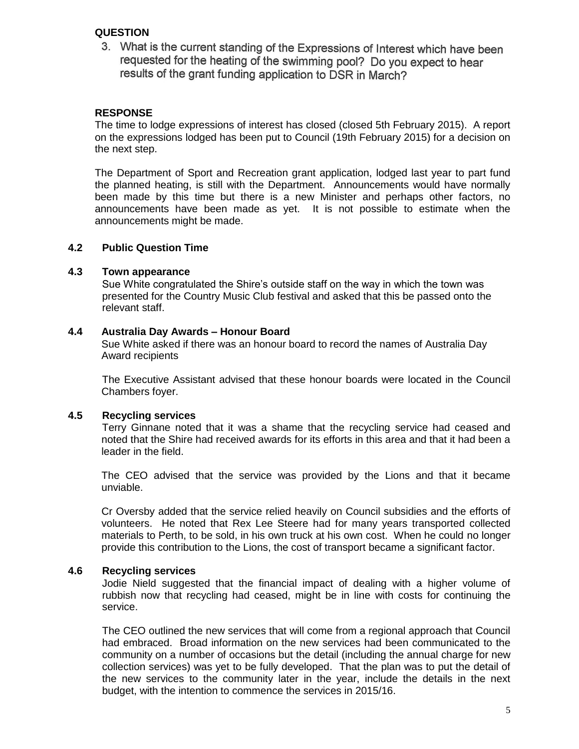**QUESTION**

3. What is the current standing of the Expressions of Interest which have been requested for the heating of the swimming pool? Do you expect to hear results of the grant funding application to DSR in March?

**RESPONSE**

The time to lodge expressions of interest has closed (closed 5th February 2015). A report on the expressions lodged has been put to Council (19th February 2015) for a decision on the next step.

The Department of Sport and Recreation grant application, lodged last year to part fund the planned heating, is still with the Department. Announcements would have normally been made by this time but there is a new Minister and perhaps other factors, no announcements have been made as yet. It is not possible to estimate when the announcements might be made.

## 4.2 Public Question Time

## 4.3 Town appearance

Sue White congratulated the Shire's outside staff on the way in which the town was presented for the Country Music Club festival and asked that this be passed onto the relevant staff.

## 4.4 Australia Day Awards – Honour Board

Sue White asked if there was an honour board to record the names of Australia Day Award recipients

The Executive Assistant advised that these honour boards were located in the Council Chambers foyer.

## 4.5 Recycling services

Terry Ginnane noted that it was a shame that the recycling service had ceased and noted that the Shire had received awards for its efforts in this area and that it had been a leader in the field.

The CEO advised that the service was provided by the Lions and that it became unviable.

Cr Oversby added that the service relied heavily on Council subsidies and the efforts of volunteers. He noted that Rex Lee Steere had for many years transported collected materials to Perth, to be sold, in his own truck at his own cost. When he could no longer provide this contribution to the Lions, the cost of transport became a significant factor.

## 4.6 Recycling services

Jodie Nield suggested that the financial impact of dealing with a higher volume of rubbish now that recycling had ceased, might be in line with costs for continuing the service.

The CEO outlined the new services that will come from a regional approach that Council had embraced. Broad information on the new services had been communicated to the community on a number of occasions but the detail (including the annual charge for new collection services) was yet to be fully developed. That the plan was to put the detail of the new services to the community later in the year, include the details in the next budget, with the intention to commence the services in 2015/16.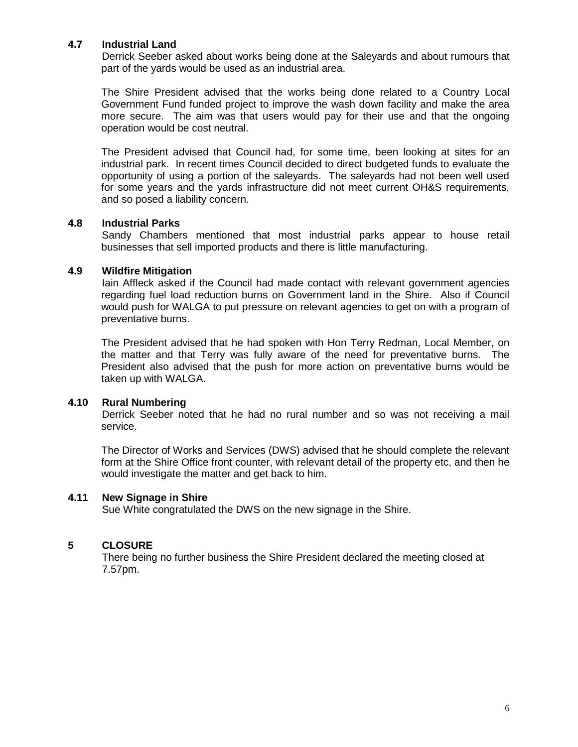### 4.7 Industrial Land

Derrick Seeber asked about works being done at the Saleyards and about rumours that part of the yards would be used as an industrial area.

The Shire President advised that the works being done related to a Country Local Government Fund funded project to improve the wash down facility and make the area more secure. The aim was that users would pay for their use and that the ongoing operation would be cost neutral.

The President advised that Council had, for some time, been looking at sites for an industrial park. In recent times Council decided to direct budgeted funds to evaluate the opportunity of using a portion of the saleyards. The saleyards had not been well used for some years and the yards infrastructure did not meet current OH&S requirements, and so posed a liability concern.

### 4.8 Industrial Parks

Sandy Chambers mentioned that most industrial parks appear to house retail businesses that sell imported products and there is little manufacturing.

### 4.9 Wildfire Mitigation

Iain Affleck asked if the Council had made contact with relevant government agencies regarding fuel load reduction burns on Government land in the Shire. Also if Council would push for WALGA to put pressure on relevant agencies to get on with a program of preventative burns.

The President advised that he had spoken with Hon Terry Redman, Local Member, on the matter and that Terry was fully aware of the need for preventative burns. The President also advised that the push for more action on preventative burns would be taken up with WALGA.

### 4.10 Rural Numbering

Derrick Seeber noted that he had no rural number and so was not receiving a mail service.

The Director of Works and Services (DWS) advised that he should complete the relevant form at the Shire Office front counter, with relevant detail of the property etc, and then he would investigate the matter and get back to him.

### 4.11 New Signage in Shire

Sue White congratulated the DWS on the new signage in the Shire.

## 5 CLOSURE

There being no further business the Shire President declared the meeting closed at 7.57pm.